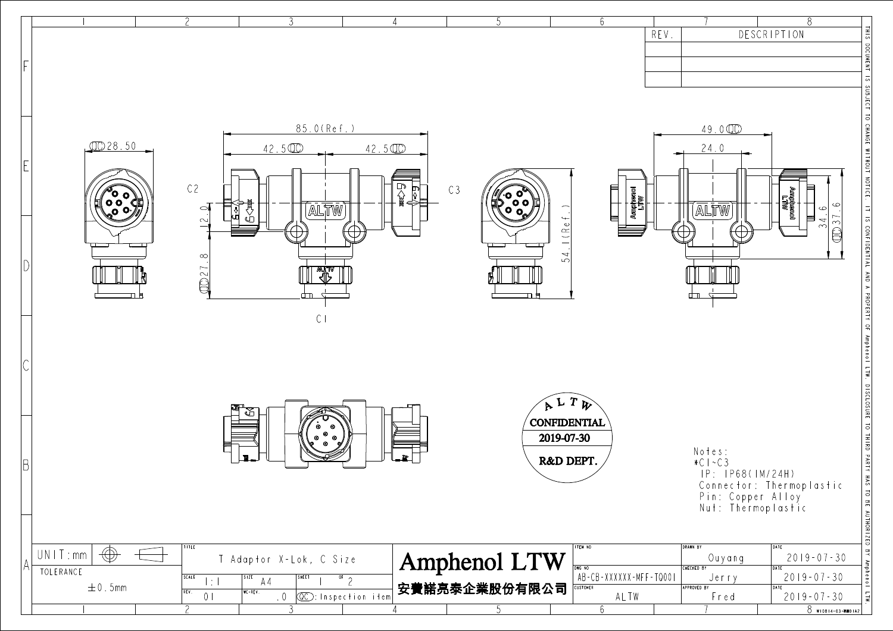| REV. | DESCRIPTION |
| --- | --- |
| | |
| | |
| | |

THIS DOCUMENT IS SUBJECT TO CHANGE WITHOUT NOTICE. IT IS CONFIDENTIAL AND A PROPERTY OF Amphenol LTW. DISCLOSURE TO THIRD PARTY HAS TO BE AUTHORIZED BY Amphenol LTW.

Dimensions: 28.50 (QC); 85.0 (Ref.); 42.5 (QC); 42.5 (QC); 12.0; 27.8 (QC); 54.1 (Ref.); 49.0 (QC); 24.0; 34.6; 37.6 (QC)

C1, C2, C3

ALTW CONFIDENTIAL 2019-07-30 R&D DEPT.

Notes:
*C1~C3
IP: IP68(1M/24H)
Connector: Thermoplastic
Pin: Copper Alloy
Nut: Thermoplastic

| UNIT: mm | TITLE: T Adaptor X-Lok, C Size | | | Amphenol LTW 安費諾亮泰企業股份有限公司 | ITEM NO | DRAWN BY: Ouyang | DATE: 2019-07-30 |
| --- | --- | --- | --- | --- | --- | --- | --- |
| TOLERANCE ±0.5mm | SCALE 1:1 | SIZE A4 | SHEET 1 OF 2 | | DWG NO AB-CB-XXXXXX-MFF-TQ001 | CHECKED BY: Jerry | DATE: 2019-07-30 |
| | REV. 01 | WC-REV. .0 | (QC): Inspection item | | CUSTOMER ALTW | APPROVED BY: Fred | DATE: 2019-07-30 |

W10814-03-M01A2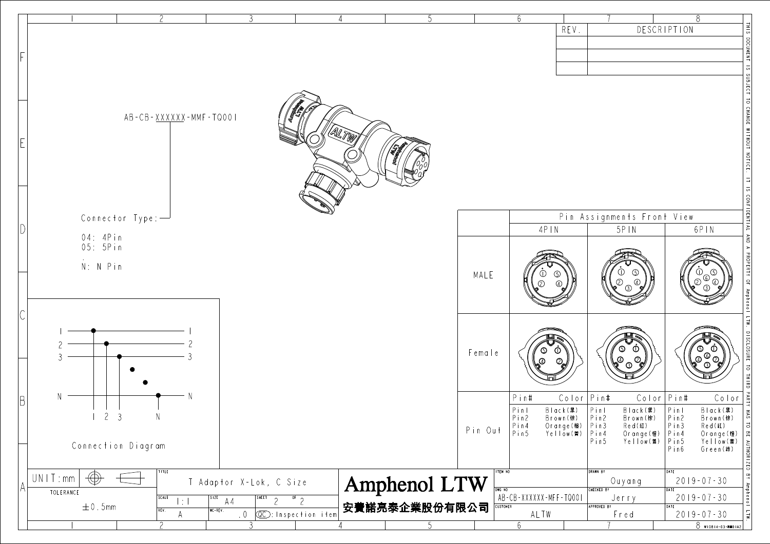| REV. | DESCRIPTION |
| --- | --- |
| | |
| | |
| | |

AB-CB-XXXXXX-MMF-TQ001

Connector Type:

04: 4Pin
05: 5Pin
.
N: N Pin

Connection Diagram

1 2 3 N

| | Pin Assignments Front View | | |
| --- | --- | --- | --- |
| | 4PIN | 5PIN | 6PIN |
| MALE | | | |
| Female | | | |
| Pin Out | Pin# Color<br>Pin1 Black(黑)<br>Pin2 Brown(棕)<br>Pin4 Orange(橙)<br>Pin5 Yellow(黃) | Pin# Color<br>Pin1 Black(黑)<br>Pin2 Brown(棕)<br>Pin3 Red(紅)<br>Pin4 Orange(橙)<br>Pin5 Yellow(黃) | Pin# Color<br>Pin1 Black(黑)<br>Pin2 Brown(棕)<br>Pin3 Red(紅)<br>Pin4 Orange(橙)<br>Pin5 Yellow(黃)<br>Pin6 Green(綠) |

THIS DOCUMENT IS SUBJECT TO CHANGE WITHOUT NOTICE. IT IS CONFIDENTIAL AND A PROPERTY OF Amphenol LTW. DISCLOSURE TO THIRD PARTY HAS TO BE AUTHORIZED BY Amphenol LTW.

| | | | | | | |
| --- | --- | --- | --- | --- | --- | --- |
| UNIT: mm | TITLE: T Adaptor X-Lok, C Size | | | Amphenol LTW<br>安費諾亮泰企業股份有限公司 | ITEM NO | DRAWN BY: Ouyang | DATE: 2019-07-30 |
| TOLERANCE ±0.5mm | SCALE 1:1 | SIZE A4 | SHEET 2 OF 2 | | DWG NO: AB-CB-XXXXXX-MFF-TQ001 | CHECKED BY: Jerry | DATE: 2019-07-30 |
| | REV. A | WC-REV. .0 | (QC): Inspection item | | CUSTOMER: ALTW | APPROVED BY: Fred | DATE: 2019-07-30 |

W10814-03-■■01A2